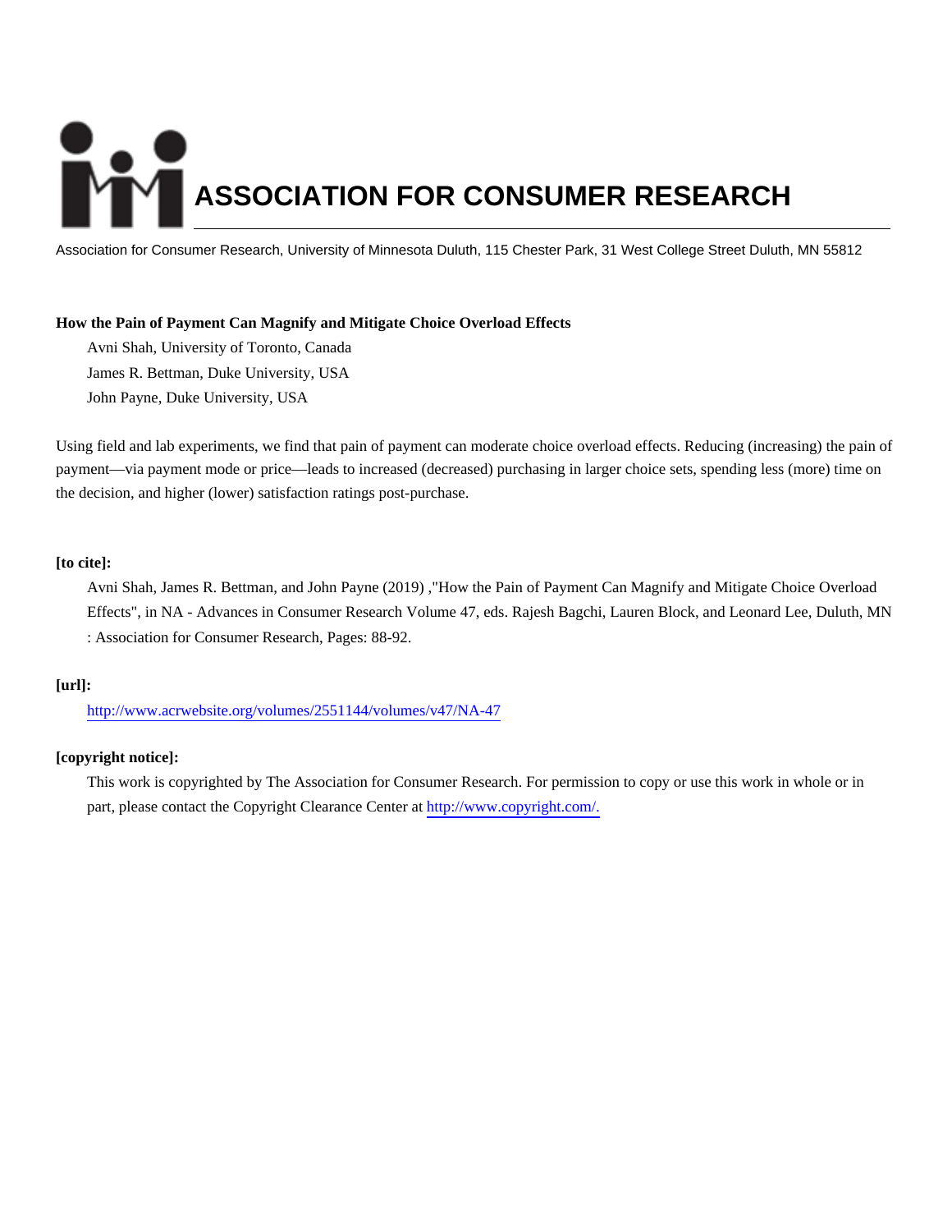# ASSOCIATION FOR CONSUMER RESEARCH

Association for Consumer Research, University of Minnesota Duluth, 115 Chester Park, 31 West College Street Duluth, MN 55812

**How the Pain of Payment Can Magnify and Mitigate Choice Overload Effects**

Avni Shah, University of Toronto, Canada

James R. Bettman, Duke University, USA

John Payne, Duke University, USA

Using field and lab experiments, we find that pain of payment can moderate choice overload effects. Reducing (increasing) the pain of payment—via payment mode or price—leads to increased (decreased) purchasing in larger choice sets, spending less (more) time on the decision, and higher (lower) satisfaction ratings post-purchase.

**[to cite]:**

Avni Shah, James R. Bettman, and John Payne (2019) ,"How the Pain of Payment Can Magnify and Mitigate Choice Overload Effects", in NA - Advances in Consumer Research Volume 47, eds. Rajesh Bagchi, Lauren Block, and Leonard Lee, Duluth, MN : Association for Consumer Research, Pages: 88-92.

**[url]:**

http://www.acrwebsite.org/volumes/2551144/volumes/v47/NA-47

**[copyright notice]:**

This work is copyrighted by The Association for Consumer Research. For permission to copy or use this work in whole or in part, please contact the Copyright Clearance Center at http://www.copyright.com/.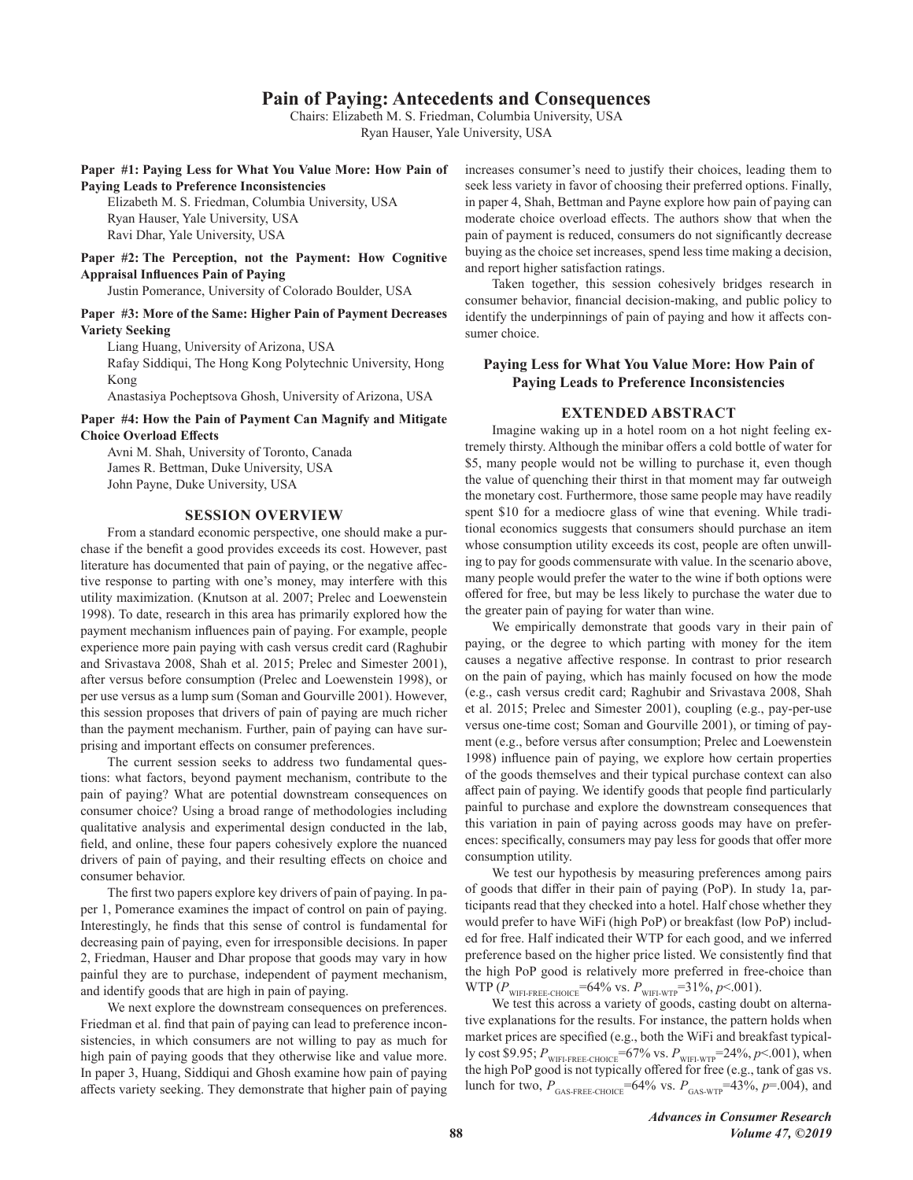# Pain of Paying: Antecedents and Consequences

Chairs: Elizabeth M. S. Friedman, Columbia University, USA
Ryan Hauser, Yale University, USA

**Paper #1: Paying Less for What You Value More: How Pain of Paying Leads to Preference Inconsistencies**

Elizabeth M. S. Friedman, Columbia University, USA
Ryan Hauser, Yale University, USA
Ravi Dhar, Yale University, USA

**Paper #2: The Perception, not the Payment: How Cognitive Appraisal Influences Pain of Paying**

Justin Pomerance, University of Colorado Boulder, USA

**Paper #3: More of the Same: Higher Pain of Payment Decreases Variety Seeking**

Liang Huang, University of Arizona, USA
Rafay Siddiqui, The Hong Kong Polytechnic University, Hong Kong
Anastasiya Pocheptsova Ghosh, University of Arizona, USA

**Paper #4: How the Pain of Payment Can Magnify and Mitigate Choice Overload Effects**

Avni M. Shah, University of Toronto, Canada
James R. Bettman, Duke University, USA
John Payne, Duke University, USA

## SESSION OVERVIEW

From a standard economic perspective, one should make a purchase if the benefit a good provides exceeds its cost. However, past literature has documented that pain of paying, or the negative affective response to parting with one's money, may interfere with this utility maximization. (Knutson at al. 2007; Prelec and Loewenstein 1998). To date, research in this area has primarily explored how the payment mechanism influences pain of paying. For example, people experience more pain paying with cash versus credit card (Raghubir and Srivastava 2008, Shah et al. 2015; Prelec and Simester 2001), after versus before consumption (Prelec and Loewenstein 1998), or per use versus as a lump sum (Soman and Gourville 2001). However, this session proposes that drivers of pain of paying are much richer than the payment mechanism. Further, pain of paying can have surprising and important effects on consumer preferences.

The current session seeks to address two fundamental questions: what factors, beyond payment mechanism, contribute to the pain of paying? What are potential downstream consequences on consumer choice? Using a broad range of methodologies including qualitative analysis and experimental design conducted in the lab, field, and online, these four papers cohesively explore the nuanced drivers of pain of paying, and their resulting effects on choice and consumer behavior.

The first two papers explore key drivers of pain of paying. In paper 1, Pomerance examines the impact of control on pain of paying. Interestingly, he finds that this sense of control is fundamental for decreasing pain of paying, even for irresponsible decisions. In paper 2, Friedman, Hauser and Dhar propose that goods may vary in how painful they are to purchase, independent of payment mechanism, and identify goods that are high in pain of paying.

We next explore the downstream consequences on preferences. Friedman et al. find that pain of paying can lead to preference inconsistencies, in which consumers are not willing to pay as much for high pain of paying goods that they otherwise like and value more. In paper 3, Huang, Siddiqui and Ghosh examine how pain of paying affects variety seeking. They demonstrate that higher pain of paying increases consumer's need to justify their choices, leading them to seek less variety in favor of choosing their preferred options. Finally, in paper 4, Shah, Bettman and Payne explore how pain of paying can moderate choice overload effects. The authors show that when the pain of payment is reduced, consumers do not significantly decrease buying as the choice set increases, spend less time making a decision, and report higher satisfaction ratings.

Taken together, this session cohesively bridges research in consumer behavior, financial decision-making, and public policy to identify the underpinnings of pain of paying and how it affects consumer choice.

## Paying Less for What You Value More: How Pain of Paying Leads to Preference Inconsistencies

### EXTENDED ABSTRACT

Imagine waking up in a hotel room on a hot night feeling extremely thirsty. Although the minibar offers a cold bottle of water for $5, many people would not be willing to purchase it, even though the value of quenching their thirst in that moment may far outweigh the monetary cost. Furthermore, those same people may have readily spent $10 for a mediocre glass of wine that evening. While traditional economics suggests that consumers should purchase an item whose consumption utility exceeds its cost, people are often unwilling to pay for goods commensurate with value. In the scenario above, many people would prefer the water to the wine if both options were offered for free, but may be less likely to purchase the water due to the greater pain of paying for water than wine.

We empirically demonstrate that goods vary in their pain of paying, or the degree to which parting with money for the item causes a negative affective response. In contrast to prior research on the pain of paying, which has mainly focused on how the mode (e.g., cash versus credit card; Raghubir and Srivastava 2008, Shah et al. 2015; Prelec and Simester 2001), coupling (e.g., pay-per-use versus one-time cost; Soman and Gourville 2001), or timing of payment (e.g., before versus after consumption; Prelec and Loewenstein 1998) influence pain of paying, we explore how certain properties of the goods themselves and their typical purchase context can also affect pain of paying. We identify goods that people find particularly painful to purchase and explore the downstream consequences that this variation in pain of paying across goods may have on preferences: specifically, consumers may pay less for goods that offer more consumption utility.

We test our hypothesis by measuring preferences among pairs of goods that differ in their pain of paying (PoP). In study 1a, participants read that they checked into a hotel. Half chose whether they would prefer to have WiFi (high PoP) or breakfast (low PoP) included for free. Half indicated their WTP for each good, and we inferred preference based on the higher price listed. We consistently find that the high PoP good is relatively more preferred in free-choice than WTP ($P_{WIFI\text{-}FREE\text{-}CHOICE}$=64% vs. $P_{WIFI\text{-}WTP}$=31%, $p$<.001).

We test this across a variety of goods, casting doubt on alternative explanations for the results. For instance, the pattern holds when market prices are specified (e.g., both the WiFi and breakfast typically cost $9.95; $P_{WIFI\text{-}FREE\text{-}CHOICE}$=67% vs. $P_{WIFI\text{-}WTP}$=24%, $p$<.001), when the high PoP good is not typically offered for free (e.g., tank of gas vs. lunch for two, $P_{GAS\text{-}FREE\text{-}CHOICE}$=64% vs. $P_{GAS\text{-}WTP}$=43%, $p$=.004), and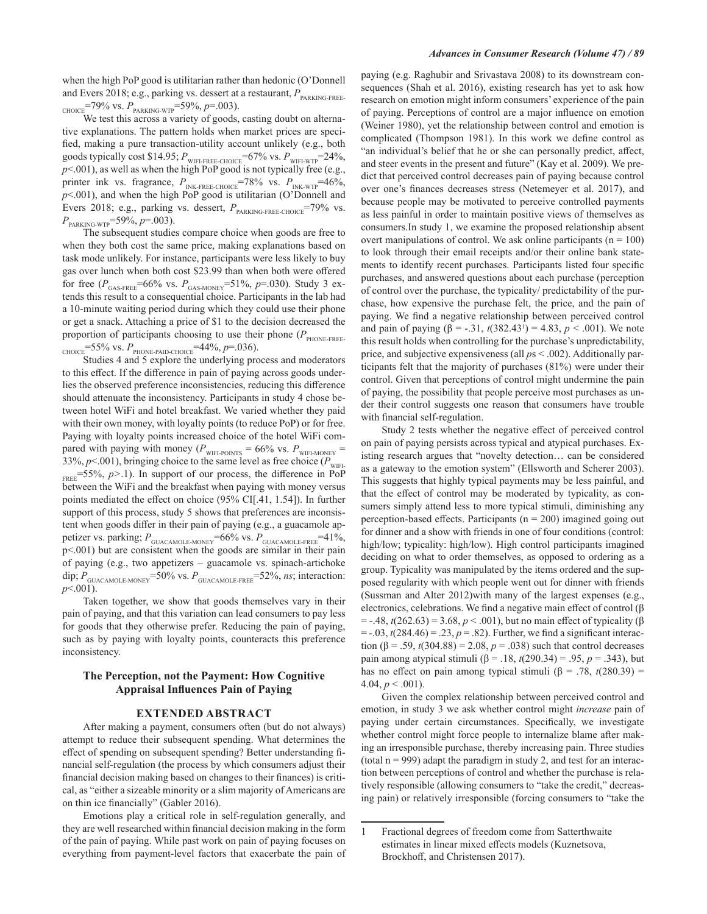when the high PoP good is utilitarian rather than hedonic (O'Donnell and Evers 2018; e.g., parking vs. dessert at a restaurant, $P_{PARKING-FREE-CHOICE}$=79% vs. $P_{PARKING-WTP}$=59%, $p$=.003).

We test this across a variety of goods, casting doubt on alternative explanations. The pattern holds when market prices are specified, making a pure transaction-utility account unlikely (e.g., both goods typically cost $14.95; $P_{WIFI-FREE-CHOICE}$=67% vs. $P_{WIFI-WTP}$=24%, $p$<.001), as well as when the high PoP good is not typically free (e.g., printer ink vs. fragrance, $P_{INK-FREE-CHOICE}$=78% vs. $P_{INK-WTP}$=46%, $p$<.001), and when the high PoP good is utilitarian (O'Donnell and Evers 2018; e.g., parking vs. dessert, $P_{PARKING-FREE-CHOICE}$=79% vs. $P_{PARKING-WTP}$=59%, $p$=.003).

The subsequent studies compare choice when goods are free to when they both cost the same price, making explanations based on task mode unlikely. For instance, participants were less likely to buy gas over lunch when both cost $23.99 than when both were offered for free ($P_{GAS-FREE}$=66% vs. $P_{GAS-MONEY}$=51%, $p$=.030). Study 3 extends this result to a consequential choice. Participants in the lab had a 10-minute waiting period during which they could use their phone or get a snack. Attaching a price of $1 to the decision decreased the proportion of participants choosing to use their phone ($P_{PHONE-FREE-CHOICE}$=55% vs. $P_{PHONE-PAID-CHOICE}$=44%, $p$=.036).

Studies 4 and 5 explore the underlying process and moderators to this effect. If the difference in pain of paying across goods underlies the observed preference inconsistencies, reducing this difference should attenuate the inconsistency. Participants in study 4 chose between hotel WiFi and hotel breakfast. We varied whether they paid with their own money, with loyalty points (to reduce PoP) or for free. Paying with loyalty points increased choice of the hotel WiFi compared with paying with money ($P_{WIFI-POINTS}$ = 66% vs. $P_{WIFI-MONEY}$ = 33%, $p$<.001), bringing choice to the same level as free choice ($P_{WIFI-FREE}$=55%, $p$>.1). In support of our process, the difference in PoP between the WiFi and the breakfast when paying with money versus points mediated the effect on choice (95% CI[.41, 1.54]). In further support of this process, study 5 shows that preferences are inconsistent when goods differ in their pain of paying (e.g., a guacamole appetizer vs. parking; $P_{GUACAMOLE-MONEY}$=66% vs. $P_{GUACAMOLE-FREE}$=41%, p<.001) but are consistent when the goods are similar in their pain of paying (e.g., two appetizers – guacamole vs. spinach-artichoke dip; $P_{GUACAMOLE-MONEY}$=50% vs. $P_{GUACAMOLE-FREE}$=52%, *ns*; interaction: $p$<.001).

Taken together, we show that goods themselves vary in their pain of paying, and that this variation can lead consumers to pay less for goods that they otherwise prefer. Reducing the pain of paying, such as by paying with loyalty points, counteracts this preference inconsistency.

## The Perception, not the Payment: How Cognitive Appraisal Influences Pain of Paying

### EXTENDED ABSTRACT

After making a payment, consumers often (but do not always) attempt to reduce their subsequent spending. What determines the effect of spending on subsequent spending? Better understanding financial self-regulation (the process by which consumers adjust their financial decision making based on changes to their finances) is critical, as "either a sizeable minority or a slim majority of Americans are on thin ice financially" (Gabler 2016).

Emotions play a critical role in self-regulation generally, and they are well researched within financial decision making in the form of the pain of paying. While past work on pain of paying focuses on everything from payment-level factors that exacerbate the pain of paying (e.g. Raghubir and Srivastava 2008) to its downstream consequences (Shah et al. 2016), existing research has yet to ask how research on emotion might inform consumers' experience of the pain of paying. Perceptions of control are a major influence on emotion (Weiner 1980), yet the relationship between control and emotion is complicated (Thompson 1981). In this work we define control as "an individual's belief that he or she can personally predict, affect, and steer events in the present and future" (Kay et al. 2009). We predict that perceived control decreases pain of paying because control over one's finances decreases stress (Netemeyer et al. 2017), and because people may be motivated to perceive controlled payments as less painful in order to maintain positive views of themselves as consumers.In study 1, we examine the proposed relationship absent overt manipulations of control. We ask online participants (n = 100) to look through their email receipts and/or their online bank statements to identify recent purchases. Participants listed four specific purchases, and answered questions about each purchase (perception of control over the purchase, the typicality/ predictability of the purchase, how expensive the purchase felt, the price, and the pain of paying. We find a negative relationship between perceived control and pain of paying (β = -.31, $t$(382.43[1]) = 4.83, $p$ < .001). We note this result holds when controlling for the purchase's unpredictability, price, and subjective expensiveness (all $p$s < .002). Additionally participants felt that the majority of purchases (81%) were under their control. Given that perceptions of control might undermine the pain of paying, the possibility that people perceive most purchases as under their control suggests one reason that consumers have trouble with financial self-regulation.

Study 2 tests whether the negative effect of perceived control on pain of paying persists across typical and atypical purchases. Existing research argues that "novelty detection… can be considered as a gateway to the emotion system" (Ellsworth and Scherer 2003). This suggests that highly typical payments may be less painful, and that the effect of control may be moderated by typicality, as consumers simply attend less to more typical stimuli, diminishing any perception-based effects. Participants (n = 200) imagined going out for dinner and a show with friends in one of four conditions (control: high/low; typicality: high/low). High control participants imagined deciding on what to order themselves, as opposed to ordering as a group. Typicality was manipulated by the items ordered and the supposed regularity with which people went out for dinner with friends (Sussman and Alter 2012)with many of the largest expenses (e.g., electronics, celebrations. We find a negative main effect of control (β = -.48, $t$(262.63) = 3.68, $p$ < .001), but no main effect of typicality (β = -.03, $t$(284.46) = .23, $p$ = .82). Further, we find a significant interaction (β = .59, $t$(304.88) = 2.08, $p$ = .038) such that control decreases pain among atypical stimuli (β = .18, $t$(290.34) = .95, $p$ = .343), but has no effect on pain among typical stimuli (β = .78, $t$(280.39) = 4.04, $p$ < .001).

Given the complex relationship between perceived control and emotion, in study 3 we ask whether control might *increase* pain of paying under certain circumstances. Specifically, we investigate whether control might force people to internalize blame after making an irresponsible purchase, thereby increasing pain. Three studies (total n = 999) adapt the paradigm in study 2, and test for an interaction between perceptions of control and whether the purchase is relatively responsible (allowing consumers to "take the credit," decreasing pain) or relatively irresponsible (forcing consumers to "take the

[1] Fractional degrees of freedom come from Satterthwaite estimates in linear mixed effects models (Kuznetsova, Brockhoff, and Christensen 2017).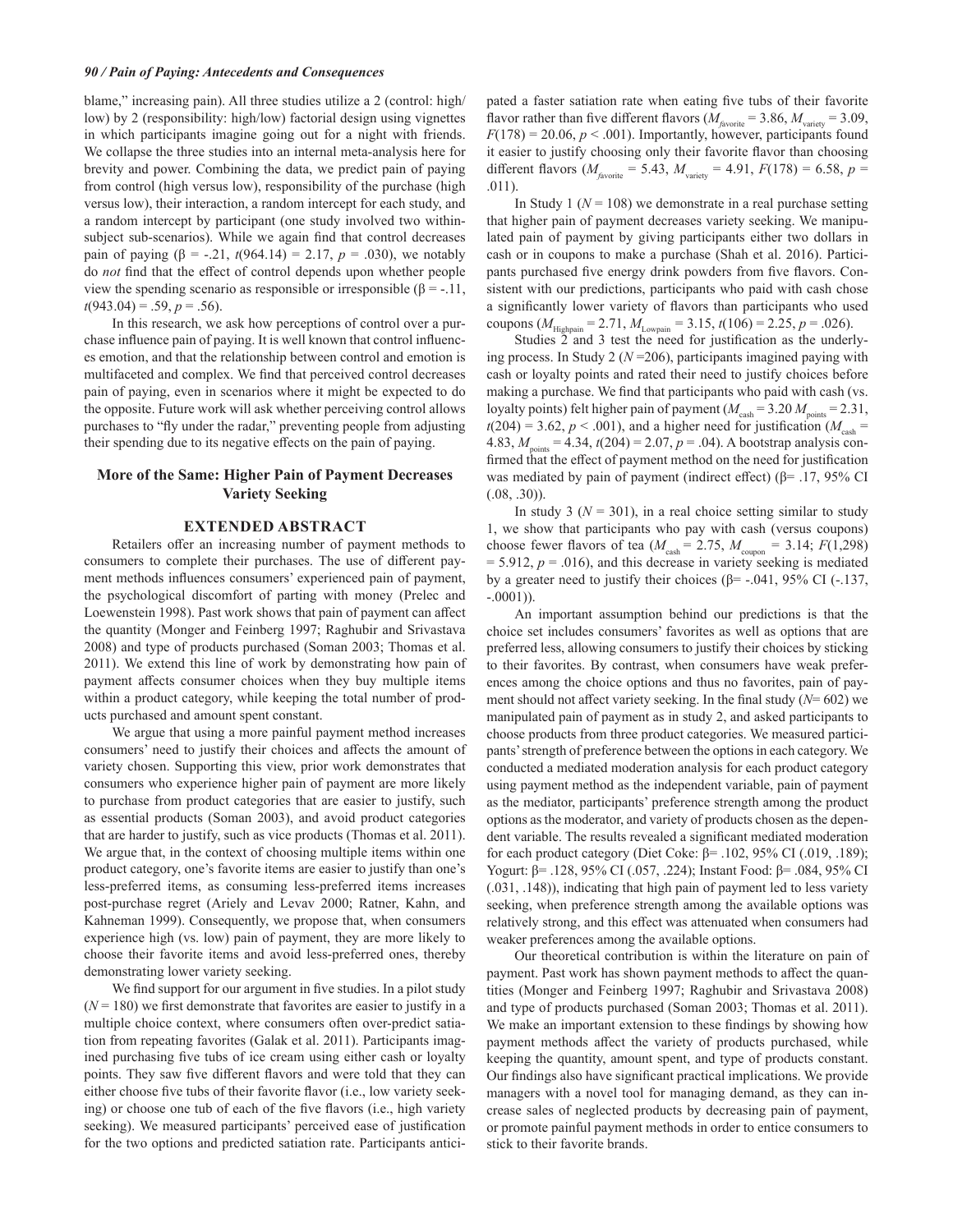blame," increasing pain). All three studies utilize a 2 (control: high/low) by 2 (responsibility: high/low) factorial design using vignettes in which participants imagine going out for a night with friends. We collapse the three studies into an internal meta-analysis here for brevity and power. Combining the data, we predict pain of paying from control (high versus low), responsibility of the purchase (high versus low), their interaction, a random intercept for each study, and a random intercept by participant (one study involved two within-subject sub-scenarios). While we again find that control decreases pain of paying ($\beta$ = -.21, $t(964.14) = 2.17$, $p = .030$), we notably do *not* find that the effect of control depends upon whether people view the spending scenario as responsible or irresponsible ($\beta$ = -.11, $t(943.04) = .59$, $p = .56$).

In this research, we ask how perceptions of control over a purchase influence pain of paying. It is well known that control influences emotion, and that the relationship between control and emotion is multifaceted and complex. We find that perceived control decreases pain of paying, even in scenarios where it might be expected to do the opposite. Future work will ask whether perceiving control allows purchases to "fly under the radar," preventing people from adjusting their spending due to its negative effects on the pain of paying.

## More of the Same: Higher Pain of Payment Decreases Variety Seeking

### EXTENDED ABSTRACT

Retailers offer an increasing number of payment methods to consumers to complete their purchases. The use of different payment methods influences consumers' experienced pain of payment, the psychological discomfort of parting with money (Prelec and Loewenstein 1998). Past work shows that pain of payment can affect the quantity (Monger and Feinberg 1997; Raghubir and Srivastava 2008) and type of products purchased (Soman 2003; Thomas et al. 2011). We extend this line of work by demonstrating how pain of payment affects consumer choices when they buy multiple items within a product category, while keeping the total number of products purchased and amount spent constant.

We argue that using a more painful payment method increases consumers' need to justify their choices and affects the amount of variety chosen. Supporting this view, prior work demonstrates that consumers who experience higher pain of payment are more likely to purchase from product categories that are easier to justify, such as essential products (Soman 2003), and avoid product categories that are harder to justify, such as vice products (Thomas et al. 2011). We argue that, in the context of choosing multiple items within one product category, one's favorite items are easier to justify than one's less-preferred items, as consuming less-preferred items increases post-purchase regret (Ariely and Levav 2000; Ratner, Kahn, and Kahneman 1999). Consequently, we propose that, when consumers experience high (vs. low) pain of payment, they are more likely to choose their favorite items and avoid less-preferred ones, thereby demonstrating lower variety seeking.

We find support for our argument in five studies. In a pilot study ($N = 180$) we first demonstrate that favorites are easier to justify in a multiple choice context, where consumers often over-predict satiation from repeating favorites (Galak et al. 2011). Participants imagined purchasing five tubs of ice cream using either cash or loyalty points. They saw five different flavors and were told that they can either choose five tubs of their favorite flavor (i.e., low variety seeking) or choose one tub of each of the five flavors (i.e., high variety seeking). We measured participants' perceived ease of justification for the two options and predicted satiation rate. Participants anticipated a faster satiation rate when eating five tubs of their favorite flavor rather than five different flavors ($M_{favorite} = 3.86$, $M_{variety} = 3.09$, $F(178) = 20.06$, $p < .001$). Importantly, however, participants found it easier to justify choosing only their favorite flavor than choosing different flavors ($M_{favorite} = 5.43$, $M_{variety} = 4.91$, $F(178) = 6.58$, $p = .011$).

In Study 1 ($N = 108$) we demonstrate in a real purchase setting that higher pain of payment decreases variety seeking. We manipulated pain of payment by giving participants either two dollars in cash or in coupons to make a purchase (Shah et al. 2016). Participants purchased five energy drink powders from five flavors. Consistent with our predictions, participants who paid with cash chose a significantly lower variety of flavors than participants who used coupons ($M_{Highpain} = 2.71$, $M_{Lowpain} = 3.15$, $t(106) = 2.25$, $p = .026$).

Studies 2 and 3 test the need for justification as the underlying process. In Study 2 ($N$ =206), participants imagined paying with cash or loyalty points and rated their need to justify choices before making a purchase. We find that participants who paid with cash (vs. loyalty points) felt higher pain of payment ($M_{cash} = 3.20$ $M_{points} = 2.31$, $t(204) = 3.62$, $p < .001$), and a higher need for justification ($M_{cash}$ = 4.83, $M_{points} = 4.34$, $t(204) = 2.07$, $p = .04$). A bootstrap analysis confirmed that the effect of payment method on the need for justification was mediated by pain of payment (indirect effect) ($\beta$= .17, 95% CI (.08, .30)).

In study 3 ($N = 301$), in a real choice setting similar to study 1, we show that participants who pay with cash (versus coupons) choose fewer flavors of tea ($M_{cash} = 2.75$, $M_{coupon} = 3.14$; $F(1,298) = 5.912$, $p = .016$), and this decrease in variety seeking is mediated by a greater need to justify their choices ($\beta$= -.041, 95% CI (-.137, -.0001)).

An important assumption behind our predictions is that the choice set includes consumers' favorites as well as options that are preferred less, allowing consumers to justify their choices by sticking to their favorites. By contrast, when consumers have weak preferences among the choice options and thus no favorites, pain of payment should not affect variety seeking. In the final study ($N$= 602) we manipulated pain of payment as in study 2, and asked participants to choose products from three product categories. We measured participants' strength of preference between the options in each category. We conducted a mediated moderation analysis for each product category using payment method as the independent variable, pain of payment as the mediator, participants' preference strength among the product options as the moderator, and variety of products chosen as the dependent variable. The results revealed a significant mediated moderation for each product category (Diet Coke: $\beta$= .102, 95% CI (.019, .189); Yogurt: $\beta$= .128, 95% CI (.057, .224); Instant Food: $\beta$= .084, 95% CI (.031, .148)), indicating that high pain of payment led to less variety seeking, when preference strength among the available options was relatively strong, and this effect was attenuated when consumers had weaker preferences among the available options.

Our theoretical contribution is within the literature on pain of payment. Past work has shown payment methods to affect the quantities (Monger and Feinberg 1997; Raghubir and Srivastava 2008) and type of products purchased (Soman 2003; Thomas et al. 2011). We make an important extension to these findings by showing how payment methods affect the variety of products purchased, while keeping the quantity, amount spent, and type of products constant. Our findings also have significant practical implications. We provide managers with a novel tool for managing demand, as they can increase sales of neglected products by decreasing pain of payment, or promote painful payment methods in order to entice consumers to stick to their favorite brands.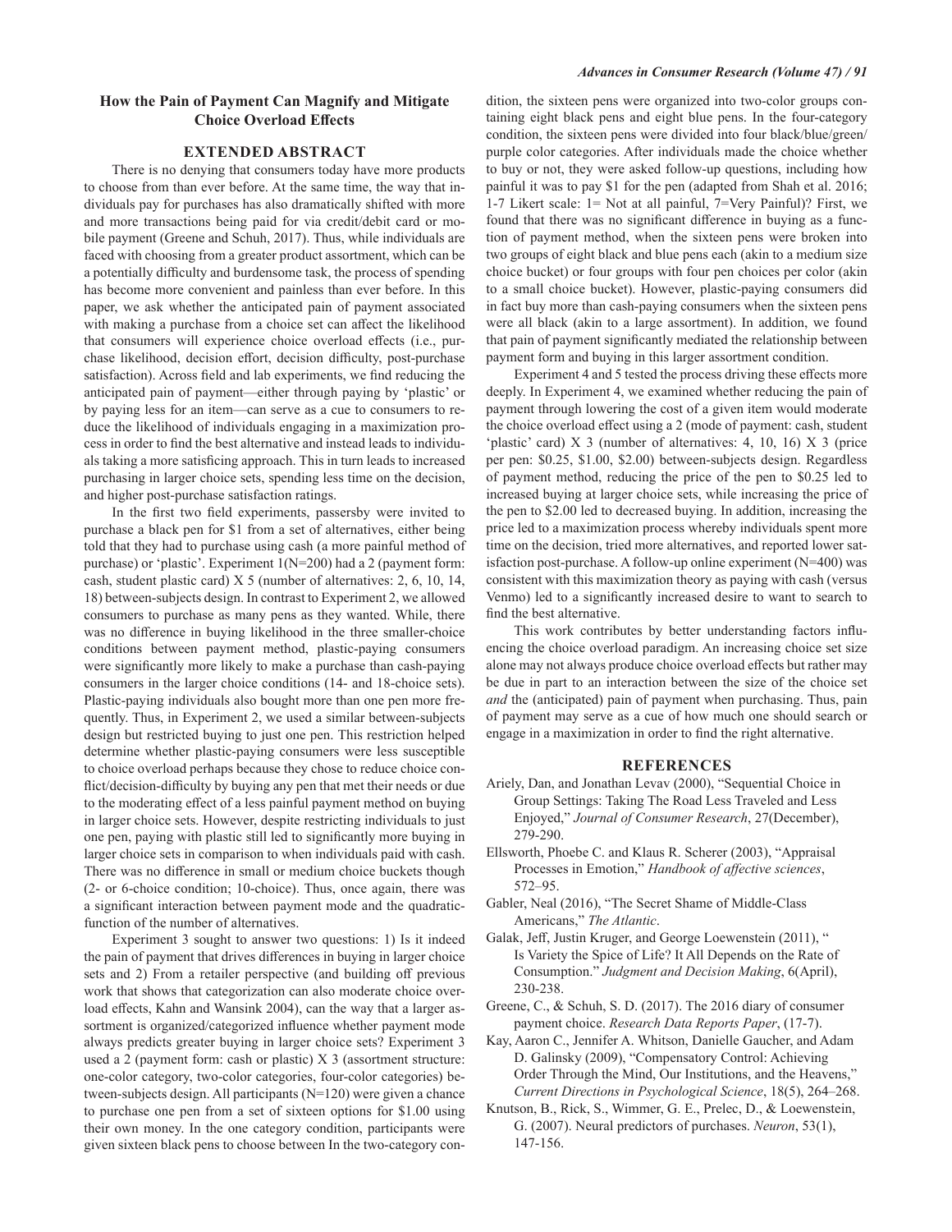## How the Pain of Payment Can Magnify and Mitigate Choice Overload Effects

### EXTENDED ABSTRACT

There is no denying that consumers today have more products to choose from than ever before. At the same time, the way that individuals pay for purchases has also dramatically shifted with more and more transactions being paid for via credit/debit card or mobile payment (Greene and Schuh, 2017). Thus, while individuals are faced with choosing from a greater product assortment, which can be a potentially difficulty and burdensome task, the process of spending has become more convenient and painless than ever before. In this paper, we ask whether the anticipated pain of payment associated with making a purchase from a choice set can affect the likelihood that consumers will experience choice overload effects (i.e., purchase likelihood, decision effort, decision difficulty, post-purchase satisfaction). Across field and lab experiments, we find reducing the anticipated pain of payment—either through paying by 'plastic' or by paying less for an item—can serve as a cue to consumers to reduce the likelihood of individuals engaging in a maximization process in order to find the best alternative and instead leads to individuals taking a more satisficing approach. This in turn leads to increased purchasing in larger choice sets, spending less time on the decision, and higher post-purchase satisfaction ratings.

In the first two field experiments, passersby were invited to purchase a black pen for $1 from a set of alternatives, either being told that they had to purchase using cash (a more painful method of purchase) or 'plastic'. Experiment 1(N=200) had a 2 (payment form: cash, student plastic card) X 5 (number of alternatives: 2, 6, 10, 14, 18) between-subjects design. In contrast to Experiment 2, we allowed consumers to purchase as many pens as they wanted. While, there was no difference in buying likelihood in the three smaller-choice conditions between payment method, plastic-paying consumers were significantly more likely to make a purchase than cash-paying consumers in the larger choice conditions (14- and 18-choice sets). Plastic-paying individuals also bought more than one pen more frequently. Thus, in Experiment 2, we used a similar between-subjects design but restricted buying to just one pen. This restriction helped determine whether plastic-paying consumers were less susceptible to choice overload perhaps because they chose to reduce choice conflict/decision-difficulty by buying any pen that met their needs or due to the moderating effect of a less painful payment method on buying in larger choice sets. However, despite restricting individuals to just one pen, paying with plastic still led to significantly more buying in larger choice sets in comparison to when individuals paid with cash. There was no difference in small or medium choice buckets though (2- or 6-choice condition; 10-choice). Thus, once again, there was a significant interaction between payment mode and the quadratic-function of the number of alternatives.

Experiment 3 sought to answer two questions: 1) Is it indeed the pain of payment that drives differences in buying in larger choice sets and 2) From a retailer perspective (and building off previous work that shows that categorization can also moderate choice overload effects, Kahn and Wansink 2004), can the way that a larger assortment is organized/categorized influence whether payment mode always predicts greater buying in larger choice sets? Experiment 3 used a 2 (payment form: cash or plastic) X 3 (assortment structure: one-color category, two-color categories, four-color categories) between-subjects design. All participants (N=120) were given a chance to purchase one pen from a set of sixteen options for $1.00 using their own money. In the one category condition, participants were given sixteen black pens to choose between In the two-category condition, the sixteen pens were organized into two-color groups containing eight black pens and eight blue pens. In the four-category condition, the sixteen pens were divided into four black/blue/green/purple color categories. After individuals made the choice whether to buy or not, they were asked follow-up questions, including how painful it was to pay $1 for the pen (adapted from Shah et al. 2016; 1-7 Likert scale: 1= Not at all painful, 7=Very Painful)? First, we found that there was no significant difference in buying as a function of payment method, when the sixteen pens were broken into two groups of eight black and blue pens each (akin to a medium size choice bucket) or four groups with four pen choices per color (akin to a small choice bucket). However, plastic-paying consumers did in fact buy more than cash-paying consumers when the sixteen pens were all black (akin to a large assortment). In addition, we found that pain of payment significantly mediated the relationship between payment form and buying in this larger assortment condition.

Experiment 4 and 5 tested the process driving these effects more deeply. In Experiment 4, we examined whether reducing the pain of payment through lowering the cost of a given item would moderate the choice overload effect using a 2 (mode of payment: cash, student 'plastic' card) X 3 (number of alternatives: 4, 10, 16) X 3 (price per pen: $0.25, $1.00, $2.00) between-subjects design. Regardless of payment method, reducing the price of the pen to $0.25 led to increased buying at larger choice sets, while increasing the price of the pen to $2.00 led to decreased buying. In addition, increasing the price led to a maximization process whereby individuals spent more time on the decision, tried more alternatives, and reported lower satisfaction post-purchase. A follow-up online experiment (N=400) was consistent with this maximization theory as paying with cash (versus Venmo) led to a significantly increased desire to want to search to find the best alternative.

This work contributes by better understanding factors influencing the choice overload paradigm. An increasing choice set size alone may not always produce choice overload effects but rather may be due in part to an interaction between the size of the choice set *and* the (anticipated) pain of payment when purchasing. Thus, pain of payment may serve as a cue of how much one should search or engage in a maximization in order to find the right alternative.

### REFERENCES

Ariely, Dan, and Jonathan Levav (2000), "Sequential Choice in Group Settings: Taking The Road Less Traveled and Less Enjoyed," *Journal of Consumer Research*, 27(December), 279-290.

Ellsworth, Phoebe C. and Klaus R. Scherer (2003), "Appraisal Processes in Emotion," *Handbook of affective sciences*, 572–95.

Gabler, Neal (2016), "The Secret Shame of Middle-Class Americans," *The Atlantic*.

Galak, Jeff, Justin Kruger, and George Loewenstein (2011), " Is Variety the Spice of Life? It All Depends on the Rate of Consumption." *Judgment and Decision Making*, 6(April), 230-238.

Greene, C., & Schuh, S. D. (2017). The 2016 diary of consumer payment choice. *Research Data Reports Paper*, (17-7).

Kay, Aaron C., Jennifer A. Whitson, Danielle Gaucher, and Adam D. Galinsky (2009), "Compensatory Control: Achieving Order Through the Mind, Our Institutions, and the Heavens," *Current Directions in Psychological Science*, 18(5), 264–268.

Knutson, B., Rick, S., Wimmer, G. E., Prelec, D., & Loewenstein, G. (2007). Neural predictors of purchases. *Neuron*, 53(1), 147-156.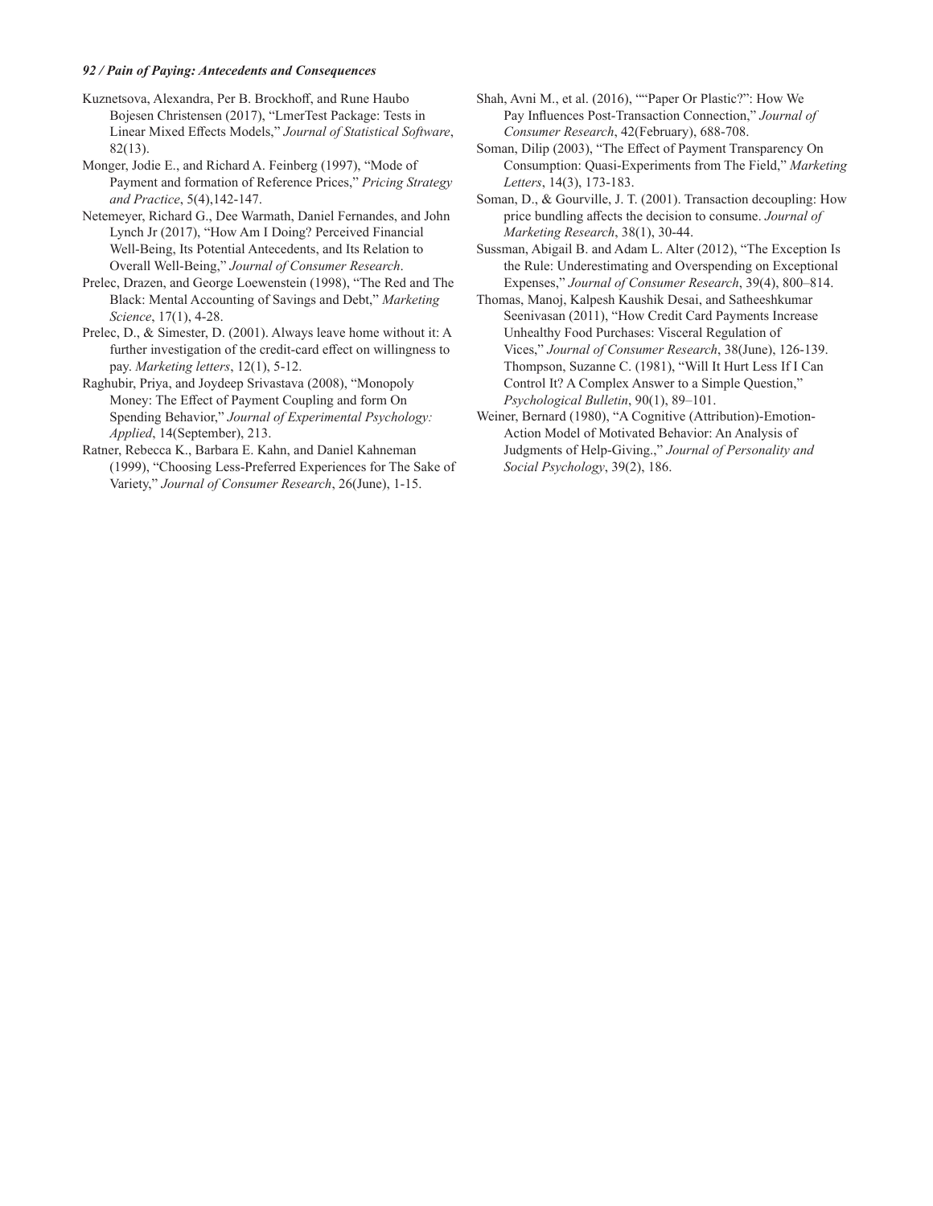Kuznetsova, Alexandra, Per B. Brockhoff, and Rune Haubo Bojesen Christensen (2017), "LmerTest Package: Tests in Linear Mixed Effects Models," *Journal of Statistical Software*, 82(13).

Monger, Jodie E., and Richard A. Feinberg (1997), "Mode of Payment and formation of Reference Prices," *Pricing Strategy and Practice*, 5(4),142-147.

Netemeyer, Richard G., Dee Warmath, Daniel Fernandes, and John Lynch Jr (2017), "How Am I Doing? Perceived Financial Well-Being, Its Potential Antecedents, and Its Relation to Overall Well-Being," *Journal of Consumer Research*.

Prelec, Drazen, and George Loewenstein (1998), "The Red and The Black: Mental Accounting of Savings and Debt," *Marketing Science*, 17(1), 4-28.

Prelec, D., & Simester, D. (2001). Always leave home without it: A further investigation of the credit-card effect on willingness to pay. *Marketing letters*, 12(1), 5-12.

Raghubir, Priya, and Joydeep Srivastava (2008), "Monopoly Money: The Effect of Payment Coupling and form On Spending Behavior," *Journal of Experimental Psychology: Applied*, 14(September), 213.

Ratner, Rebecca K., Barbara E. Kahn, and Daniel Kahneman (1999), "Choosing Less-Preferred Experiences for The Sake of Variety," *Journal of Consumer Research*, 26(June), 1-15.

Shah, Avni M., et al. (2016), ""Paper Or Plastic?": How We Pay Influences Post-Transaction Connection," *Journal of Consumer Research*, 42(February), 688-708.

Soman, Dilip (2003), "The Effect of Payment Transparency On Consumption: Quasi-Experiments from The Field," *Marketing Letters*, 14(3), 173-183.

Soman, D., & Gourville, J. T. (2001). Transaction decoupling: How price bundling affects the decision to consume. *Journal of Marketing Research*, 38(1), 30-44.

Sussman, Abigail B. and Adam L. Alter (2012), "The Exception Is the Rule: Underestimating and Overspending on Exceptional Expenses," *Journal of Consumer Research*, 39(4), 800–814.

Thomas, Manoj, Kalpesh Kaushik Desai, and Satheeshkumar Seenivasan (2011), "How Credit Card Payments Increase Unhealthy Food Purchases: Visceral Regulation of Vices," *Journal of Consumer Research*, 38(June), 126-139. Thompson, Suzanne C. (1981), "Will It Hurt Less If I Can Control It? A Complex Answer to a Simple Question," *Psychological Bulletin*, 90(1), 89–101.

Weiner, Bernard (1980), "A Cognitive (Attribution)-Emotion-Action Model of Motivated Behavior: An Analysis of Judgments of Help-Giving.," *Journal of Personality and Social Psychology*, 39(2), 186.